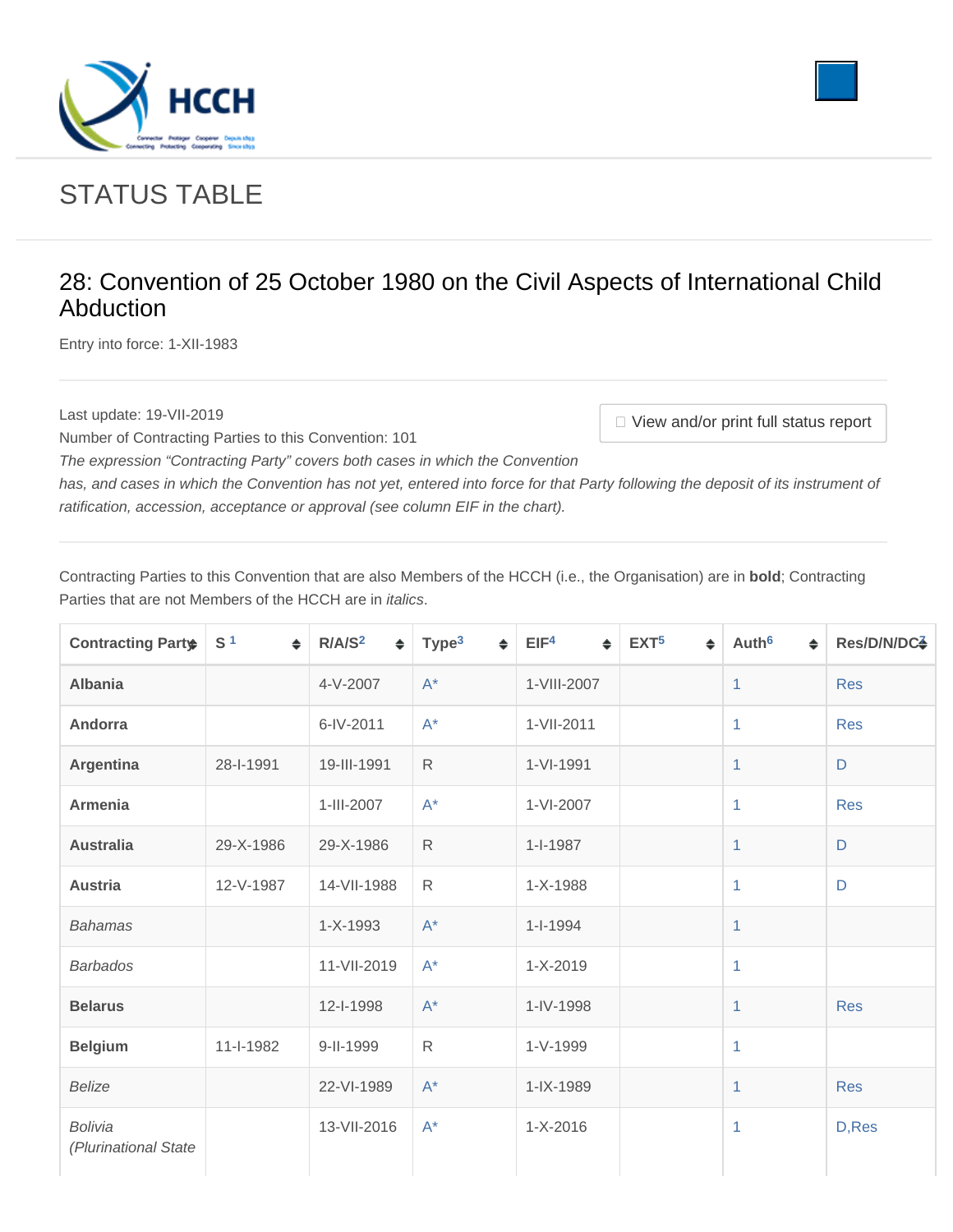# STATUS TABLE

## 28: Convention of 25 October 1980 on the Civil Aspects of International Child Abduction

Entry into force: 1-XII-1983

Last update: 19-VII-2019

Number of Contracting Parties to this Convention: 101

*The expression "Contracting Party" covers both cases in which the Convention has, and cases in which the Convention has not yet, entered into force for that Party following the deposit of its instrument of ratification, accession, acceptance or approval (see column EIF in the chart).*

View and/or print full status report

Contracting Parties to this Convention that are also Members of the HCCH (i.e., the Organisation) are in **bold**; Contracting Parties that are not Members of the HCCH are in *italics*.

| Contracting Party | S[1] | R/A/S[2] | Type[3] | EIF[4] | EXT[5] | Auth[6] | Res/D/N/DC[7] |
|---|---|---|---|---|---|---|---|
| **Albania** | | 4-V-2007 | A* | 1-VIII-2007 | | 1 | Res |
| **Andorra** | | 6-IV-2011 | A* | 1-VII-2011 | | 1 | Res |
| **Argentina** | 28-I-1991 | 19-III-1991 | R | 1-VI-1991 | | 1 | D |
| **Armenia** | | 1-III-2007 | A* | 1-VI-2007 | | 1 | Res |
| **Australia** | 29-X-1986 | 29-X-1986 | R | 1-I-1987 | | 1 | D |
| **Austria** | 12-V-1987 | 14-VII-1988 | R | 1-X-1988 | | 1 | D |
| *Bahamas* | | 1-X-1993 | A* | 1-I-1994 | | 1 | |
| *Barbados* | | 11-VII-2019 | A* | 1-X-2019 | | 1 | |
| **Belarus** | | 12-I-1998 | A* | 1-IV-1998 | | 1 | Res |
| **Belgium** | 11-I-1982 | 9-II-1999 | R | 1-V-1999 | | 1 | |
| *Belize* | | 22-VI-1989 | A* | 1-IX-1989 | | 1 | Res |
| *Bolivia (Plurinational State* | | 13-VII-2016 | A* | 1-X-2016 | | 1 | D,Res |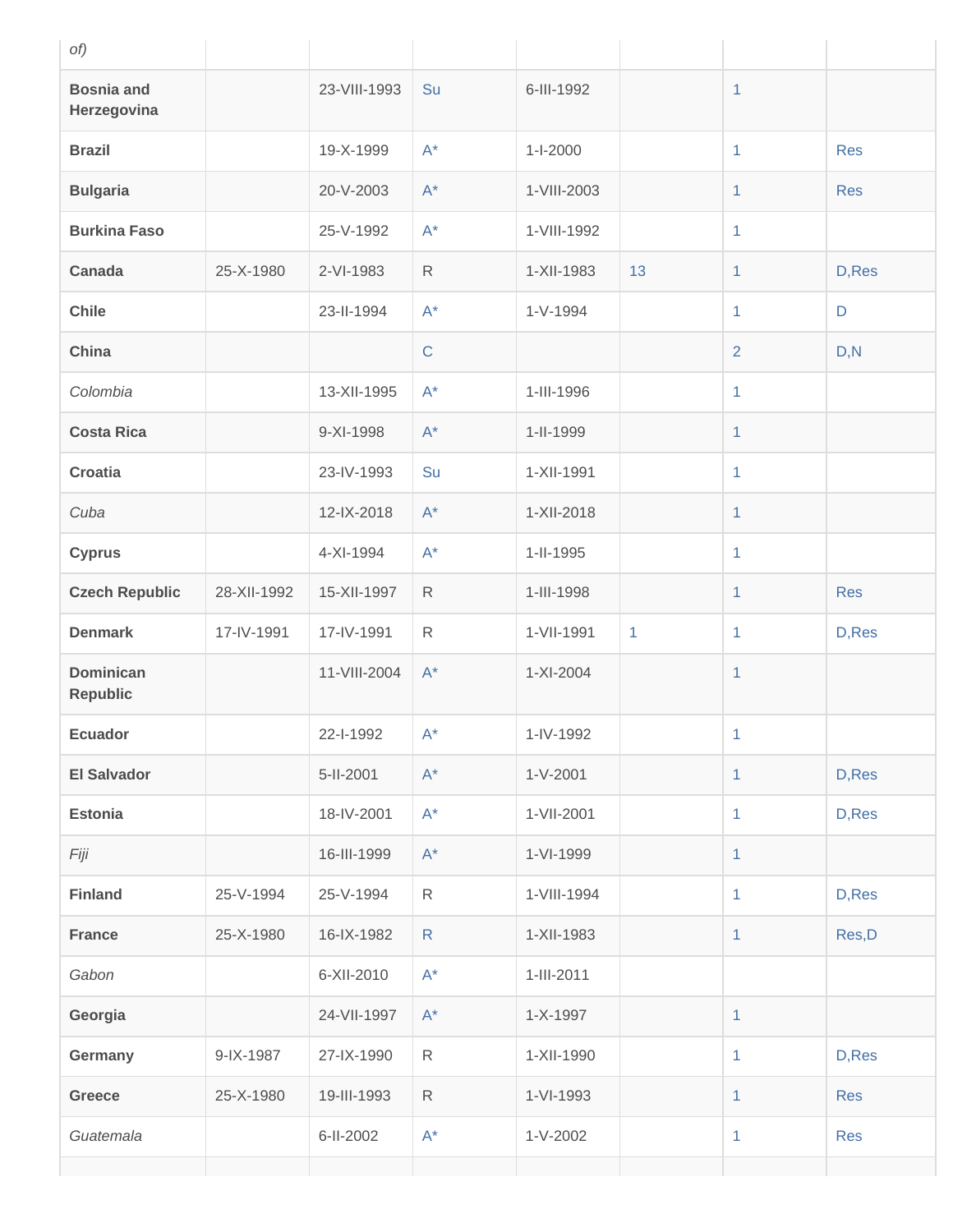| *of)* | | | | | | | |
|---|---|---|---|---|---|---|---|
| **Bosnia and Herzegovina** | | 23-VIII-1993 | Su | 6-III-1992 | | 1 | |
| **Brazil** | | 19-X-1999 | A* | 1-I-2000 | | 1 | Res |
| **Bulgaria** | | 20-V-2003 | A* | 1-VIII-2003 | | 1 | Res |
| **Burkina Faso** | | 25-V-1992 | A* | 1-VIII-1992 | | 1 | |
| **Canada** | 25-X-1980 | 2-VI-1983 | R | 1-XII-1983 | 13 | 1 | D,Res |
| **Chile** | | 23-II-1994 | A* | 1-V-1994 | | 1 | D |
| **China** | | | C | | | 2 | D,N |
| *Colombia* | | 13-XII-1995 | A* | 1-III-1996 | | 1 | |
| **Costa Rica** | | 9-XI-1998 | A* | 1-II-1999 | | 1 | |
| **Croatia** | | 23-IV-1993 | Su | 1-XII-1991 | | 1 | |
| *Cuba* | | 12-IX-2018 | A* | 1-XII-2018 | | 1 | |
| **Cyprus** | | 4-XI-1994 | A* | 1-II-1995 | | 1 | |
| **Czech Republic** | 28-XII-1992 | 15-XII-1997 | R | 1-III-1998 | | 1 | Res |
| **Denmark** | 17-IV-1991 | 17-IV-1991 | R | 1-VII-1991 | 1 | 1 | D,Res |
| **Dominican Republic** | | 11-VIII-2004 | A* | 1-XI-2004 | | 1 | |
| **Ecuador** | | 22-I-1992 | A* | 1-IV-1992 | | 1 | |
| **El Salvador** | | 5-II-2001 | A* | 1-V-2001 | | 1 | D,Res |
| **Estonia** | | 18-IV-2001 | A* | 1-VII-2001 | | 1 | D,Res |
| *Fiji* | | 16-III-1999 | A* | 1-VI-1999 | | 1 | |
| **Finland** | 25-V-1994 | 25-V-1994 | R | 1-VIII-1994 | | 1 | D,Res |
| **France** | 25-X-1980 | 16-IX-1982 | R | 1-XII-1983 | | 1 | Res,D |
| *Gabon* | | 6-XII-2010 | A* | 1-III-2011 | | | |
| **Georgia** | | 24-VII-1997 | A* | 1-X-1997 | | 1 | |
| **Germany** | 9-IX-1987 | 27-IX-1990 | R | 1-XII-1990 | | 1 | D,Res |
| **Greece** | 25-X-1980 | 19-III-1993 | R | 1-VI-1993 | | 1 | Res |
| *Guatemala* | | 6-II-2002 | A* | 1-V-2002 | | 1 | Res |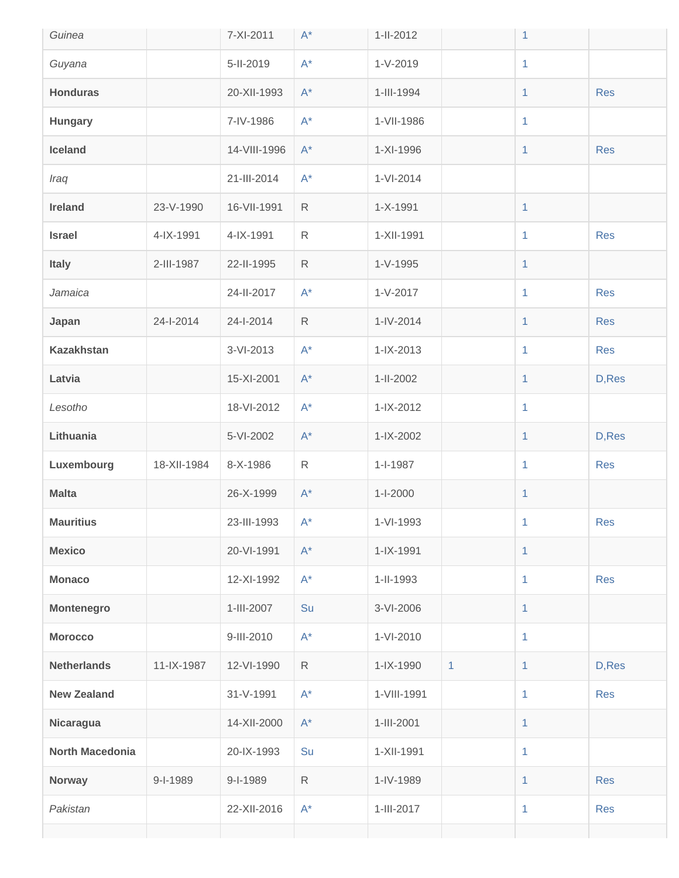| | | | | | | | |
|---|---|---|---|---|---|---|---|
| *Guinea* | | 7-XI-2011 | A* | 1-II-2012 | | 1 | |
| *Guyana* | | 5-II-2019 | A* | 1-V-2019 | | 1 | |
| **Honduras** | | 20-XII-1993 | A* | 1-III-1994 | | 1 | Res |
| **Hungary** | | 7-IV-1986 | A* | 1-VII-1986 | | 1 | |
| **Iceland** | | 14-VIII-1996 | A* | 1-XI-1996 | | 1 | Res |
| *Iraq* | | 21-III-2014 | A* | 1-VI-2014 | | | |
| **Ireland** | 23-V-1990 | 16-VII-1991 | R | 1-X-1991 | | 1 | |
| **Israel** | 4-IX-1991 | 4-IX-1991 | R | 1-XII-1991 | | 1 | Res |
| **Italy** | 2-III-1987 | 22-II-1995 | R | 1-V-1995 | | 1 | |
| *Jamaica* | | 24-II-2017 | A* | 1-V-2017 | | 1 | Res |
| **Japan** | 24-I-2014 | 24-I-2014 | R | 1-IV-2014 | | 1 | Res |
| **Kazakhstan** | | 3-VI-2013 | A* | 1-IX-2013 | | 1 | Res |
| **Latvia** | | 15-XI-2001 | A* | 1-II-2002 | | 1 | D,Res |
| *Lesotho* | | 18-VI-2012 | A* | 1-IX-2012 | | 1 | |
| **Lithuania** | | 5-VI-2002 | A* | 1-IX-2002 | | 1 | D,Res |
| **Luxembourg** | 18-XII-1984 | 8-X-1986 | R | 1-I-1987 | | 1 | Res |
| **Malta** | | 26-X-1999 | A* | 1-I-2000 | | 1 | |
| **Mauritius** | | 23-III-1993 | A* | 1-VI-1993 | | 1 | Res |
| **Mexico** | | 20-VI-1991 | A* | 1-IX-1991 | | 1 | |
| **Monaco** | | 12-XI-1992 | A* | 1-II-1993 | | 1 | Res |
| **Montenegro** | | 1-III-2007 | Su | 3-VI-2006 | | 1 | |
| **Morocco** | | 9-III-2010 | A* | 1-VI-2010 | | 1 | |
| **Netherlands** | 11-IX-1987 | 12-VI-1990 | R | 1-IX-1990 | 1 | 1 | D,Res |
| **New Zealand** | | 31-V-1991 | A* | 1-VIII-1991 | | 1 | Res |
| **Nicaragua** | | 14-XII-2000 | A* | 1-III-2001 | | 1 | |
| **North Macedonia** | | 20-IX-1993 | Su | 1-XII-1991 | | 1 | |
| **Norway** | 9-I-1989 | 9-I-1989 | R | 1-IV-1989 | | 1 | Res |
| *Pakistan* | | 22-XII-2016 | A* | 1-III-2017 | | 1 | Res |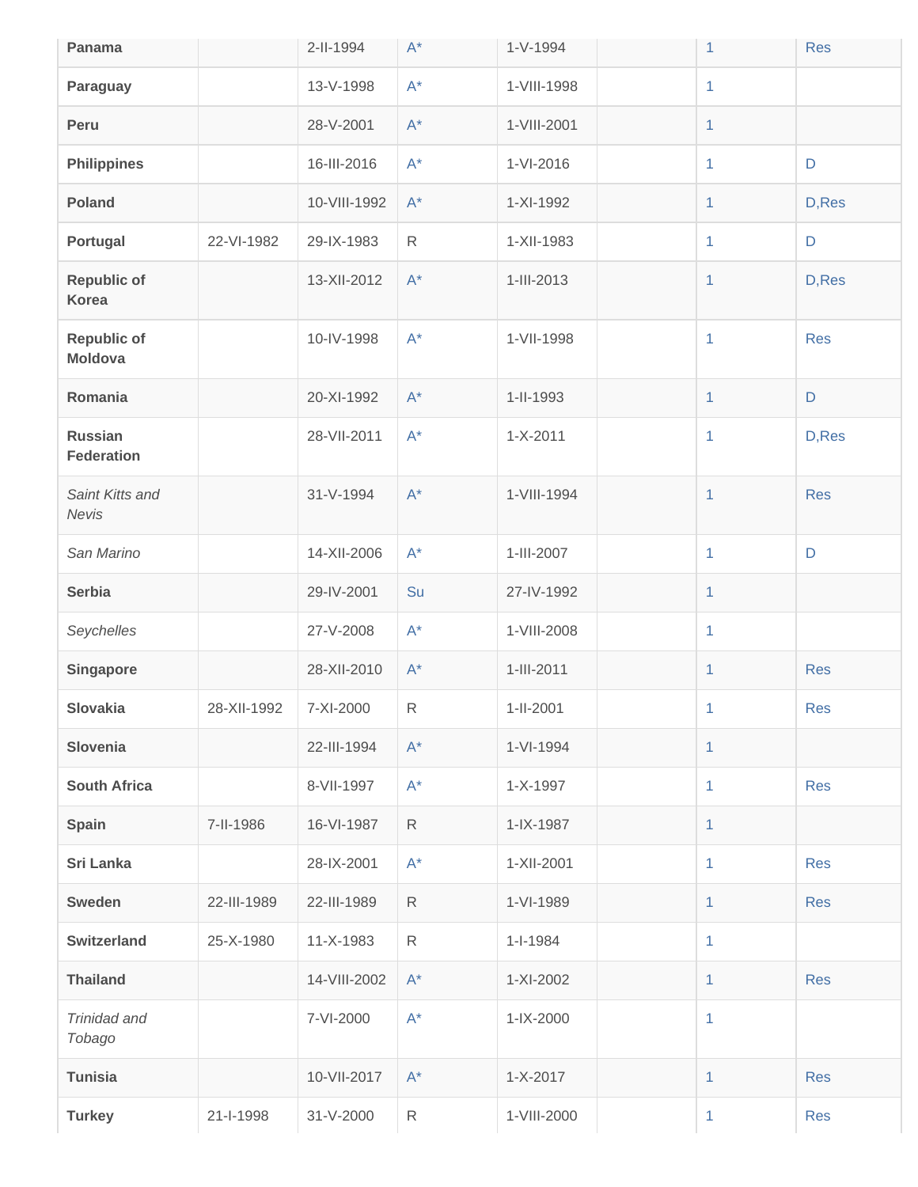| Panama | | 2-II-1994 | A* | 1-V-1994 | | 1 | Res |
|---|---|---|---|---|---|---|---|
| **Paraguay** | | 13-V-1998 | A* | 1-VIII-1998 | | 1 | |
| **Peru** | | 28-V-2001 | A* | 1-VIII-2001 | | 1 | |
| **Philippines** | | 16-III-2016 | A* | 1-VI-2016 | | 1 | D |
| **Poland** | | 10-VIII-1992 | A* | 1-XI-1992 | | 1 | D,Res |
| **Portugal** | 22-VI-1982 | 29-IX-1983 | R | 1-XII-1983 | | 1 | D |
| **Republic of Korea** | | 13-XII-2012 | A* | 1-III-2013 | | 1 | D,Res |
| **Republic of Moldova** | | 10-IV-1998 | A* | 1-VII-1998 | | 1 | Res |
| **Romania** | | 20-XI-1992 | A* | 1-II-1993 | | 1 | D |
| **Russian Federation** | | 28-VII-2011 | A* | 1-X-2011 | | 1 | D,Res |
| *Saint Kitts and Nevis* | | 31-V-1994 | A* | 1-VIII-1994 | | 1 | Res |
| *San Marino* | | 14-XII-2006 | A* | 1-III-2007 | | 1 | D |
| **Serbia** | | 29-IV-2001 | Su | 27-IV-1992 | | 1 | |
| *Seychelles* | | 27-V-2008 | A* | 1-VIII-2008 | | 1 | |
| **Singapore** | | 28-XII-2010 | A* | 1-III-2011 | | 1 | Res |
| **Slovakia** | 28-XII-1992 | 7-XI-2000 | R | 1-II-2001 | | 1 | Res |
| **Slovenia** | | 22-III-1994 | A* | 1-VI-1994 | | 1 | |
| **South Africa** | | 8-VII-1997 | A* | 1-X-1997 | | 1 | Res |
| **Spain** | 7-II-1986 | 16-VI-1987 | R | 1-IX-1987 | | 1 | |
| **Sri Lanka** | | 28-IX-2001 | A* | 1-XII-2001 | | 1 | Res |
| **Sweden** | 22-III-1989 | 22-III-1989 | R | 1-VI-1989 | | 1 | Res |
| **Switzerland** | 25-X-1980 | 11-X-1983 | R | 1-I-1984 | | 1 | |
| **Thailand** | | 14-VIII-2002 | A* | 1-XI-2002 | | 1 | Res |
| *Trinidad and Tobago* | | 7-VI-2000 | A* | 1-IX-2000 | | 1 | |
| **Tunisia** | | 10-VII-2017 | A* | 1-X-2017 | | 1 | Res |
| **Turkey** | 21-I-1998 | 31-V-2000 | R | 1-VIII-2000 | | 1 | Res |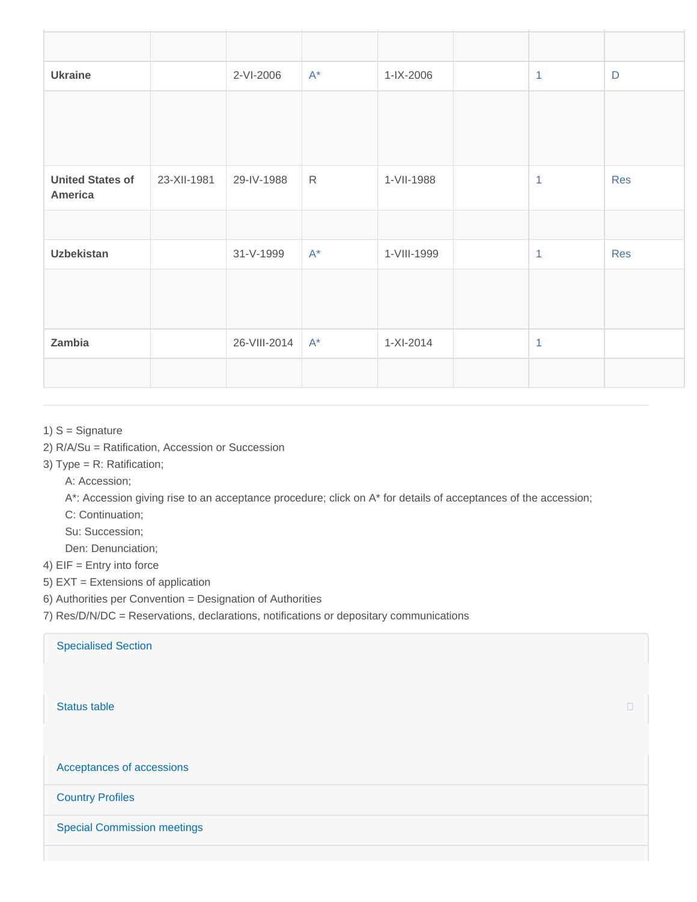| | | | | | | | |
|---|---|---|---|---|---|---|---|
| **Ukraine** | | 2-VI-2006 | A* | 1-IX-2006 | | 1 | D |
| **United States of America** | 23-XII-1981 | 29-IV-1988 | R | 1-VII-1988 | | 1 | Res |
| **Uzbekistan** | | 31-V-1999 | A* | 1-VIII-1999 | | 1 | Res |
| **Zambia** | | 26-VIII-2014 | A* | 1-XI-2014 | | 1 | |

1) S = Signature
2) R/A/Su = Ratification, Accession or Succession
3) Type = R: Ratification;
   A: Accession;
   A*: Accession giving rise to an acceptance procedure; click on A* for details of acceptances of the accession;
   C: Continuation;
   Su: Succession;
   Den: Denunciation;
4) EIF = Entry into force
5) EXT = Extensions of application
6) Authorities per Convention = Designation of Authorities
7) Res/D/N/DC = Reservations, declarations, notifications or depositary communications

Specialised Section

Status table

Acceptances of accessions

Country Profiles

Special Commission meetings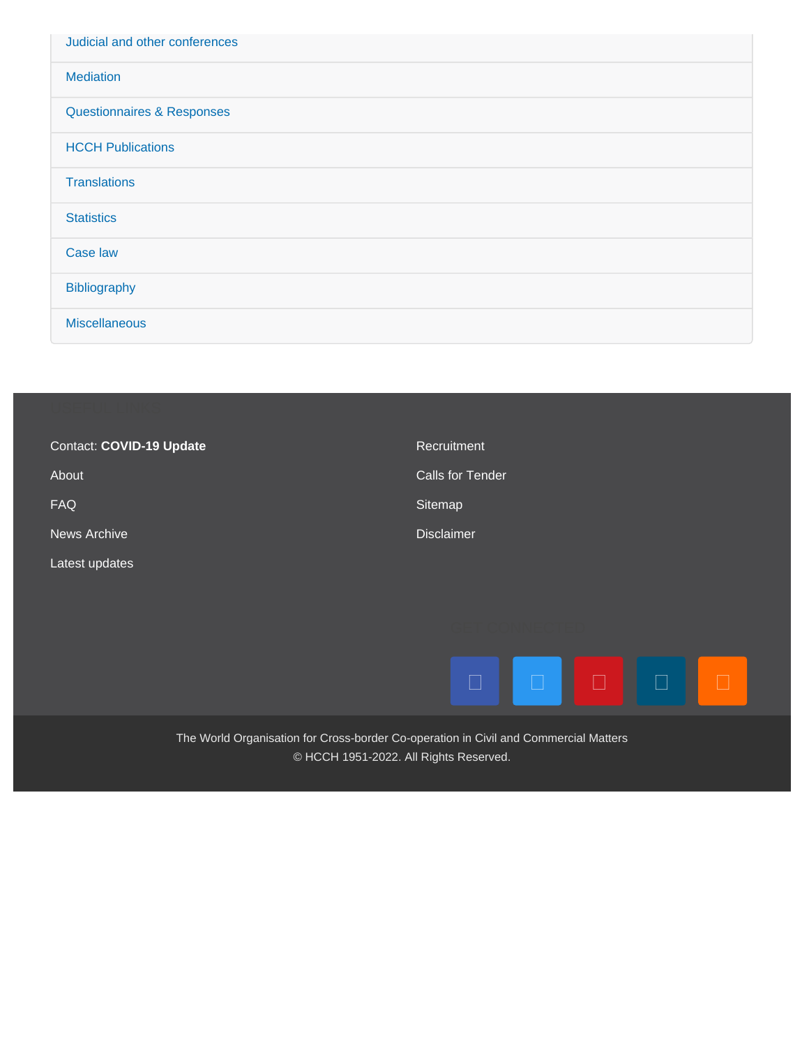Judicial and other conferences

Mediation

Questionnaires & Responses

HCCH Publications

Translations

Statistics

Case law

Bibliography

Miscellaneous

USEFUL LINKS

Contact: **COVID-19 Update**

About

FAQ

News Archive

Latest updates

Recruitment

Calls for Tender

Sitemap

Disclaimer

GET CONNECTED

The World Organisation for Cross-border Co-operation in Civil and Commercial Matters
© HCCH 1951-2022. All Rights Reserved.